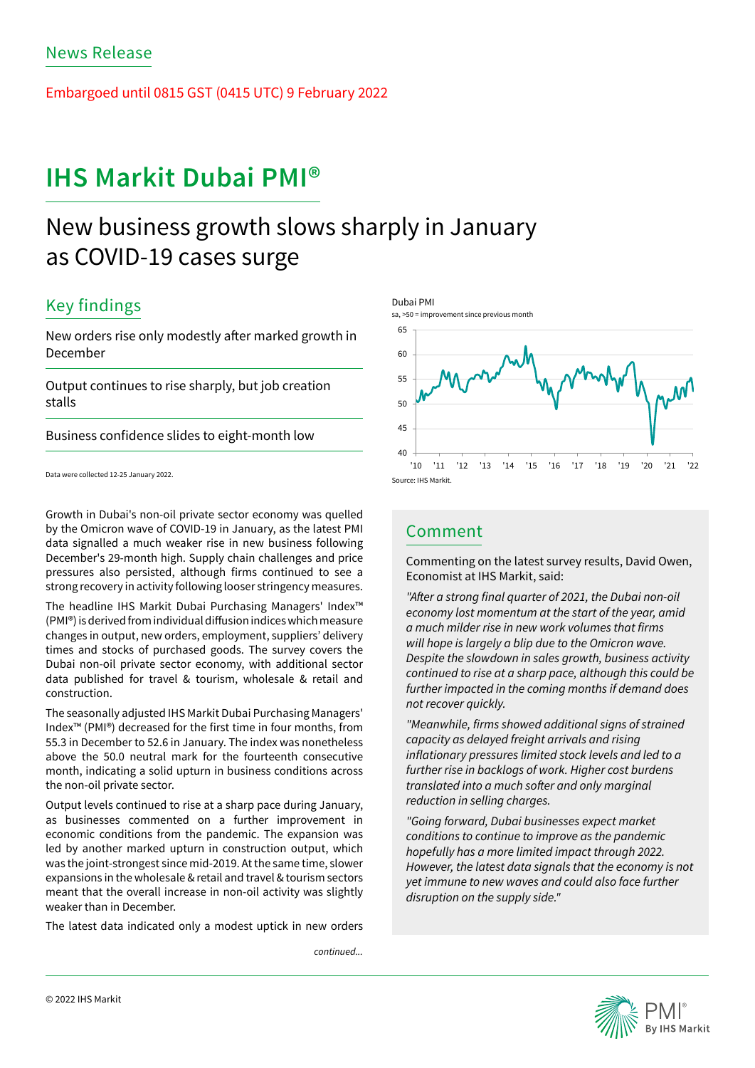News Release

Embargoed until 0815 GST (0415 UTC) 9 February 2022

# IHS Markit Dubai PMI®

## New business growth slows sharply in January as COVID-19 cases surge

### Key findings

New orders rise only modestly after marked growth in December

Output continues to rise sharply, but job creation stalls

Business confidence slides to eight-month low

Data were collected 12-25 January 2022.

Dubai PMI
sa, >50 = improvement since previous month

Source: IHS Markit.

Growth in Dubai's non-oil private sector economy was quelled by the Omicron wave of COVID-19 in January, as the latest PMI data signalled a much weaker rise in new business following December's 29-month high. Supply chain challenges and price pressures also persisted, although firms continued to see a strong recovery in activity following looser stringency measures.

The headline IHS Markit Dubai Purchasing Managers' Index™ (PMI®) is derived from individual diffusion indices which measure changes in output, new orders, employment, suppliers' delivery times and stocks of purchased goods. The survey covers the Dubai non-oil private sector economy, with additional sector data published for travel & tourism, wholesale & retail and construction.

The seasonally adjusted IHS Markit Dubai Purchasing Managers' Index™ (PMI®) decreased for the first time in four months, from 55.3 in December to 52.6 in January. The index was nonetheless above the 50.0 neutral mark for the fourteenth consecutive month, indicating a solid upturn in business conditions across the non-oil private sector.

Output levels continued to rise at a sharp pace during January, as businesses commented on a further improvement in economic conditions from the pandemic. The expansion was led by another marked upturn in construction output, which was the joint-strongest since mid-2019. At the same time, slower expansions in the wholesale & retail and travel & tourism sectors meant that the overall increase in non-oil activity was slightly weaker than in December.

The latest data indicated only a modest uptick in new orders

*continued...*

### Comment

Commenting on the latest survey results, David Owen, Economist at IHS Markit, said:

*"After a strong final quarter of 2021, the Dubai non-oil economy lost momentum at the start of the year, amid a much milder rise in new work volumes that firms will hope is largely a blip due to the Omicron wave. Despite the slowdown in sales growth, business activity continued to rise at a sharp pace, although this could be further impacted in the coming months if demand does not recover quickly.*

*"Meanwhile, firms showed additional signs of strained capacity as delayed freight arrivals and rising inflationary pressures limited stock levels and led to a further rise in backlogs of work. Higher cost burdens translated into a much softer and only marginal reduction in selling charges.*

*"Going forward, Dubai businesses expect market conditions to continue to improve as the pandemic hopefully has a more limited impact through 2022. However, the latest data signals that the economy is not yet immune to new waves and could also face further disruption on the supply side."*

© 2022 IHS Markit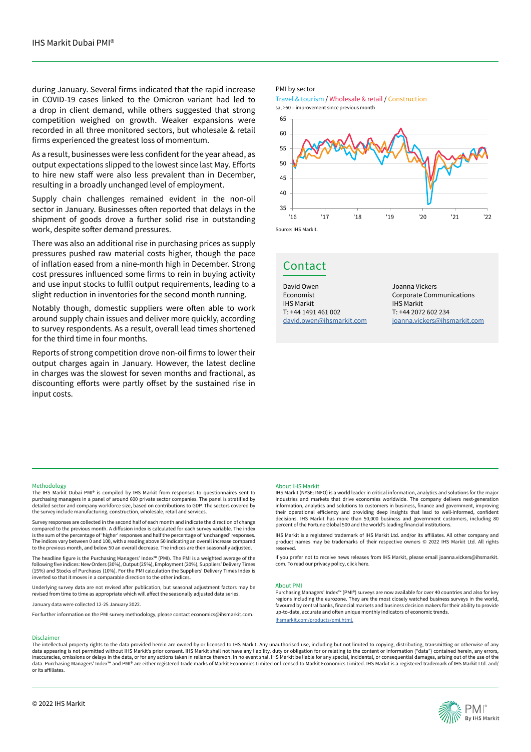during January. Several firms indicated that the rapid increase in COVID-19 cases linked to the Omicron variant had led to a drop in client demand, while others suggested that strong competition weighed on growth. Weaker expansions were recorded in all three monitored sectors, but wholesale & retail firms experienced the greatest loss of momentum.

As a result, businesses were less confident for the year ahead, as output expectations slipped to the lowest since last May. Efforts to hire new staff were also less prevalent than in December, resulting in a broadly unchanged level of employment.

Supply chain challenges remained evident in the non-oil sector in January. Businesses often reported that delays in the shipment of goods drove a further solid rise in outstanding work, despite softer demand pressures.

There was also an additional rise in purchasing prices as supply pressures pushed raw material costs higher, though the pace of inflation eased from a nine-month high in December. Strong cost pressures influenced some firms to rein in buying activity and use input stocks to fulfil output requirements, leading to a slight reduction in inventories for the second month running.

Notably though, domestic suppliers were often able to work around supply chain issues and deliver more quickly, according to survey respondents. As a result, overall lead times shortened for the third time in four months.

Reports of strong competition drove non-oil firms to lower their output charges again in January. However, the latest decline in charges was the slowest for seven months and fractional, as discounting efforts were partly offset by the sustained rise in input costs.

PMI by sector

Travel & tourism / Wholesale & retail / Construction

sa, >50 = improvement since previous month

65
60
55
50
45
40
35

'16 '17 '18 '19 '20 '21 '22

Source: IHS Markit.

## Contact

David Owen
Economist
IHS Markit
T: +44 1491 461 002
david.owen@ihsmarkit.com

Joanna Vickers
Corporate Communications
IHS Markit
T: +44 2072 602 234
joanna.vickers@ihsmarkit.com

#### Methodology

The IHS Markit Dubai PMI® is compiled by IHS Markit from responses to questionnaires sent to purchasing managers in a panel of around 600 private sector companies. The panel is stratified by detailed sector and company workforce size, based on contributions to GDP. The sectors covered by the survey include manufacturing, construction, wholesale, retail and services.

Survey responses are collected in the second half of each month and indicate the direction of change compared to the previous month. A diffusion index is calculated for each survey variable. The index is the sum of the percentage of 'higher' responses and half the percentage of 'unchanged' responses. The indices vary between 0 and 100, with a reading above 50 indicating an overall increase compared to the previous month, and below 50 an overall decrease. The indices are then seasonally adjusted.

The headline figure is the Purchasing Managers' Index™ (PMI). The PMI is a weighted average of the following five indices: New Orders (30%), Output (25%), Employment (20%), Suppliers' Delivery Times (15%) and Stocks of Purchases (10%). For the PMI calculation the Suppliers' Delivery Times Index is inverted so that it moves in a comparable direction to the other indices.

Underlying survey data are not revised after publication, but seasonal adjustment factors may be revised from time to time as appropriate which will affect the seasonally adjusted data series.

January data were collected 12-25 January 2022.

For further information on the PMI survey methodology, please contact economics@ihsmarkit.com.

#### About IHS Markit

IHS Markit (NYSE: INFO) is a world leader in critical information, analytics and solutions for the major industries and markets that drive economies worldwide. The company delivers next-generation information, analytics and solutions to customers in business, finance and government, improving their operational efficiency and providing deep insights that lead to well-informed, confident decisions. IHS Markit has more than 50,000 business and government customers, including 80 percent of the Fortune Global 500 and the world's leading financial institutions.

IHS Markit is a registered trademark of IHS Markit Ltd. and/or its affiliates. All other company and product names may be trademarks of their respective owners © 2022 IHS Markit Ltd. All rights reserved.

If you prefer not to receive news releases from IHS Markit, please email joanna.vickers@ihsmarkit.com. To read our privacy policy, click here.

#### About PMI

Purchasing Managers' Index™ (PMI®) surveys are now available for over 40 countries and also for key regions including the eurozone. They are the most closely watched business surveys in the world, favoured by central banks, financial markets and business decision makers for their ability to provide up-to-date, accurate and often unique monthly indicators of economic trends.
ihsmarkit.com/products/pmi.html.

#### Disclaimer

The intellectual property rights to the data provided herein are owned by or licensed to IHS Markit. Any unauthorised use, including but not limited to copying, distributing, transmitting or otherwise of any data appearing is not permitted without IHS Markit's prior consent. IHS Markit shall not have any liability, duty or obligation for or relating to the content or information ("data") contained herein, any errors, inaccuracies, omissions or delays in the data, or for any actions taken in reliance thereon. In no event shall IHS Markit be liable for any special, incidental, or consequential damages, arising out of the use of the data. Purchasing Managers' Index™ and PMI® are either registered trade marks of Markit Economics Limited or licensed to Markit Economics Limited. IHS Markit is a registered trademark of IHS Markit Ltd. and/or its affiliates.

© 2022 IHS Markit